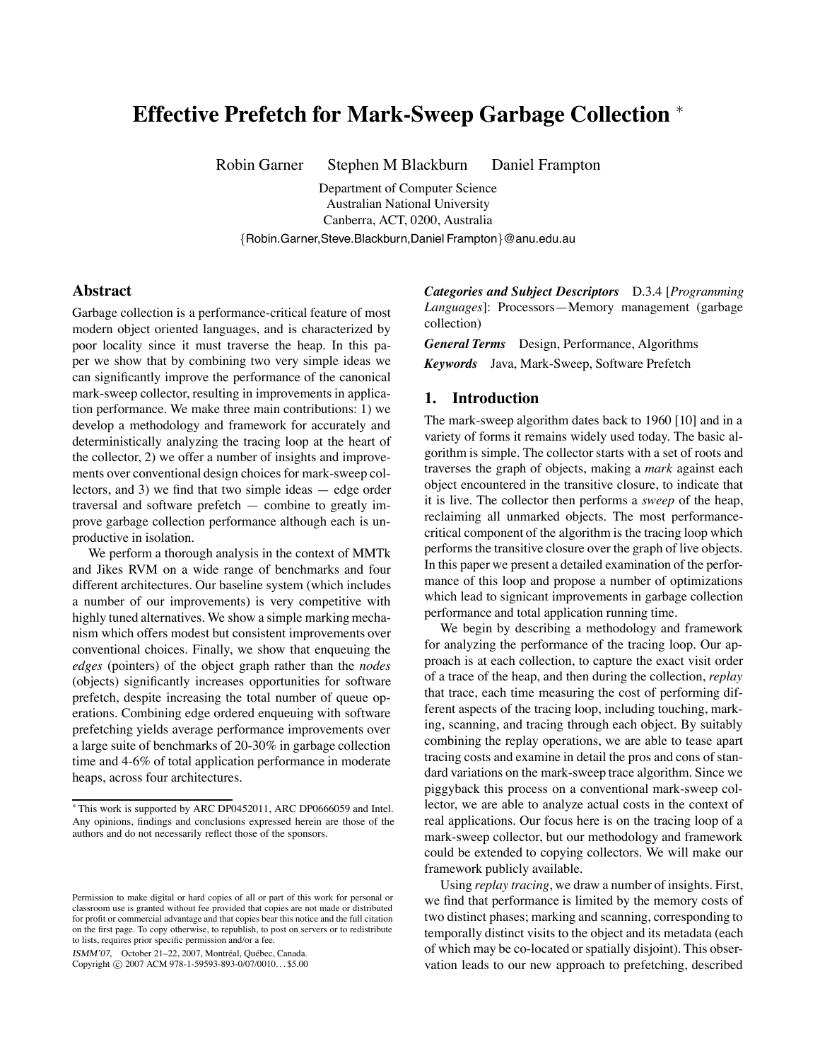# Effective Prefetch for Mark-Sweep Garbage Collection *

Robin Garner Stephen M Blackburn Daniel Frampton

Department of Computer Science
Australian National University
Canberra, ACT, 0200, Australia
{Robin.Garner,Steve.Blackburn,Daniel Frampton}@anu.edu.au

## Abstract

Garbage collection is a performance-critical feature of most modern object oriented languages, and is characterized by poor locality since it must traverse the heap. In this paper we show that by combining two very simple ideas we can significantly improve the performance of the canonical mark-sweep collector, resulting in improvements in application performance. We make three main contributions: 1) we develop a methodology and framework for accurately and deterministically analyzing the tracing loop at the heart of the collector, 2) we offer a number of insights and improvements over conventional design choices for mark-sweep collectors, and 3) we find that two simple ideas — edge order traversal and software prefetch — combine to greatly improve garbage collection performance although each is unproductive in isolation.

We perform a thorough analysis in the context of MMTk and Jikes RVM on a wide range of benchmarks and four different architectures. Our baseline system (which includes a number of our improvements) is very competitive with highly tuned alternatives. We show a simple marking mechanism which offers modest but consistent improvements over conventional choices. Finally, we show that enqueuing the *edges* (pointers) of the object graph rather than the *nodes* (objects) significantly increases opportunities for software prefetch, despite increasing the total number of queue operations. Combining edge ordered enqueuing with software prefetching yields average performance improvements over a large suite of benchmarks of 20-30% in garbage collection time and 4-6% of total application performance in moderate heaps, across four architectures.

\* This work is supported by ARC DP0452011, ARC DP0666059 and Intel. Any opinions, findings and conclusions expressed herein are those of the authors and do not necessarily reflect those of the sponsors.

Permission to make digital or hard copies of all or part of this work for personal or classroom use is granted without fee provided that copies are not made or distributed for profit or commercial advantage and that copies bear this notice and the full citation on the first page. To copy otherwise, to republish, to post on servers or to redistribute to lists, requires prior specific permission and/or a fee.
*ISMM'07*, October 21–22, 2007, Montréal, Québec, Canada.
Copyright © 2007 ACM 978-1-59593-893-0/07/0010...$5.00

***Categories and Subject Descriptors*** D.3.4 [*Programming Languages*]: Processors—Memory management (garbage collection)

***General Terms*** Design, Performance, Algorithms

***Keywords*** Java, Mark-Sweep, Software Prefetch

## 1. Introduction

The mark-sweep algorithm dates back to 1960 [10] and in a variety of forms it remains widely used today. The basic algorithm is simple. The collector starts with a set of roots and traverses the graph of objects, making a *mark* against each object encountered in the transitive closure, to indicate that it is live. The collector then performs a *sweep* of the heap, reclaiming all unmarked objects. The most performance-critical component of the algorithm is the tracing loop which performs the transitive closure over the graph of live objects. In this paper we present a detailed examination of the performance of this loop and propose a number of optimizations which lead to signicant improvements in garbage collection performance and total application running time.

We begin by describing a methodology and framework for analyzing the performance of the tracing loop. Our approach is at each collection, to capture the exact visit order of a trace of the heap, and then during the collection, *replay* that trace, each time measuring the cost of performing different aspects of the tracing loop, including touching, marking, scanning, and tracing through each object. By suitably combining the replay operations, we are able to tease apart tracing costs and examine in detail the pros and cons of standard variations on the mark-sweep trace algorithm. Since we piggyback this process on a conventional mark-sweep collector, we are able to analyze actual costs in the context of real applications. Our focus here is on the tracing loop of a mark-sweep collector, but our methodology and framework could be extended to copying collectors. We will make our framework publicly available.

Using *replay tracing*, we draw a number of insights. First, we find that performance is limited by the memory costs of two distinct phases; marking and scanning, corresponding to temporally distinct visits to the object and its metadata (each of which may be co-located or spatially disjoint). This observation leads to our new approach to prefetching, described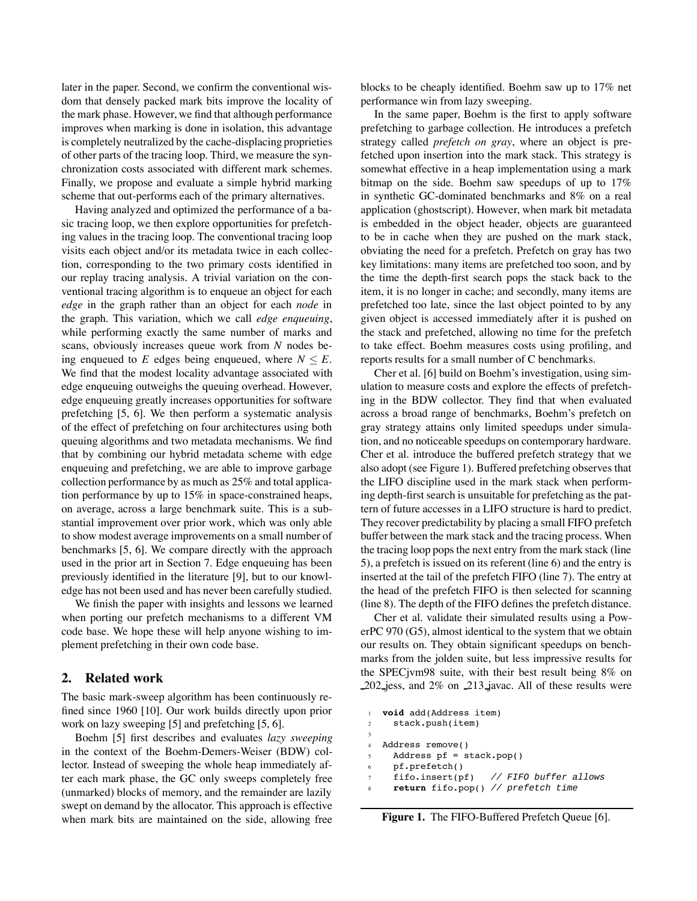later in the paper. Second, we confirm the conventional wisdom that densely packed mark bits improve the locality of the mark phase. However, we find that although performance improves when marking is done in isolation, this advantage is completely neutralized by the cache-displacing proprieties of other parts of the tracing loop. Third, we measure the synchronization costs associated with different mark schemes. Finally, we propose and evaluate a simple hybrid marking scheme that out-performs each of the primary alternatives.

Having analyzed and optimized the performance of a basic tracing loop, we then explore opportunities for prefetching values in the tracing loop. The conventional tracing loop visits each object and/or its metadata twice in each collection, corresponding to the two primary costs identified in our replay tracing analysis. A trivial variation on the conventional tracing algorithm is to enqueue an object for each *edge* in the graph rather than an object for each *node* in the graph. This variation, which we call *edge enqueuing*, while performing exactly the same number of marks and scans, obviously increases queue work from $N$ nodes being enqueued to $E$ edges being enqueued, where $N \leq E$. We find that the modest locality advantage associated with edge enqueuing outweighs the queuing overhead. However, edge enqueuing greatly increases opportunities for software prefetching [5, 6]. We then perform a systematic analysis of the effect of prefetching on four architectures using both queuing algorithms and two metadata mechanisms. We find that by combining our hybrid metadata scheme with edge enqueuing and prefetching, we are able to improve garbage collection performance by as much as 25% and total application performance by up to 15% in space-constrained heaps, on average, across a large benchmark suite. This is a substantial improvement over prior work, which was only able to show modest average improvements on a small number of benchmarks [5, 6]. We compare directly with the approach used in the prior art in Section 7. Edge enqueuing has been previously identified in the literature [9], but to our knowledge has not been used and has never been carefully studied.

We finish the paper with insights and lessons we learned when porting our prefetch mechanisms to a different VM code base. We hope these will help anyone wishing to implement prefetching in their own code base.

## 2. Related work

The basic mark-sweep algorithm has been continuously refined since 1960 [10]. Our work builds directly upon prior work on lazy sweeping [5] and prefetching [5, 6].

Boehm [5] first describes and evaluates *lazy sweeping* in the context of the Boehm-Demers-Weiser (BDW) collector. Instead of sweeping the whole heap immediately after each mark phase, the GC only sweeps completely free (unmarked) blocks of memory, and the remainder are lazily swept on demand by the allocator. This approach is effective when mark bits are maintained on the side, allowing free blocks to be cheaply identified. Boehm saw up to 17% net performance win from lazy sweeping.

In the same paper, Boehm is the first to apply software prefetching to garbage collection. He introduces a prefetch strategy called *prefetch on gray*, where an object is prefetched upon insertion into the mark stack. This strategy is somewhat effective in a heap implementation using a mark bitmap on the side. Boehm saw speedups of up to 17% in synthetic GC-dominated benchmarks and 8% on a real application (ghostscript). However, when mark bit metadata is embedded in the object header, objects are guaranteed to be in cache when they are pushed on the mark stack, obviating the need for a prefetch. Prefetch on gray has two key limitations: many items are prefetched too soon, and by the time the depth-first search pops the stack back to the item, it is no longer in cache; and secondly, many items are prefetched too late, since the last object pointed to by any given object is accessed immediately after it is pushed on the stack and prefetched, allowing no time for the prefetch to take effect. Boehm measures costs using profiling, and reports results for a small number of C benchmarks.

Cher et al. [6] build on Boehm's investigation, using simulation to measure costs and explore the effects of prefetching in the BDW collector. They find that when evaluated across a broad range of benchmarks, Boehm's prefetch on gray strategy attains only limited speedups under simulation, and no noticeable speedups on contemporary hardware. Cher et al. introduce the buffered prefetch strategy that we also adopt (see Figure 1). Buffered prefetching observes that the LIFO discipline used in the mark stack when performing depth-first search is unsuitable for prefetching as the pattern of future accesses in a LIFO structure is hard to predict. They recover predictability by placing a small FIFO prefetch buffer between the mark stack and the tracing process. When the tracing loop pops the next entry from the mark stack (line 5), a prefetch is issued on its referent (line 6) and the entry is inserted at the tail of the prefetch FIFO (line 7). The entry at the head of the prefetch FIFO is then selected for scanning (line 8). The depth of the FIFO defines the prefetch distance.

Cher et al. validate their simulated results using a PowerPC 970 (G5), almost identical to the system that we obtain our results on. They obtain significant speedups on benchmarks from the jolden suite, but less impressive results for the SPECjvm98 suite, with their best result being 8% on _202_jess, and 2% on _213_javac. All of these results were

```
1  void add(Address item)
2    stack.push(item)
3
4  Address remove()
5    Address pf = stack.pop()
6    pf.prefetch()
7    fifo.insert(pf)   // FIFO buffer allows
8    return fifo.pop() // prefetch time
```

**Figure 1.** The FIFO-Buffered Prefetch Queue [6].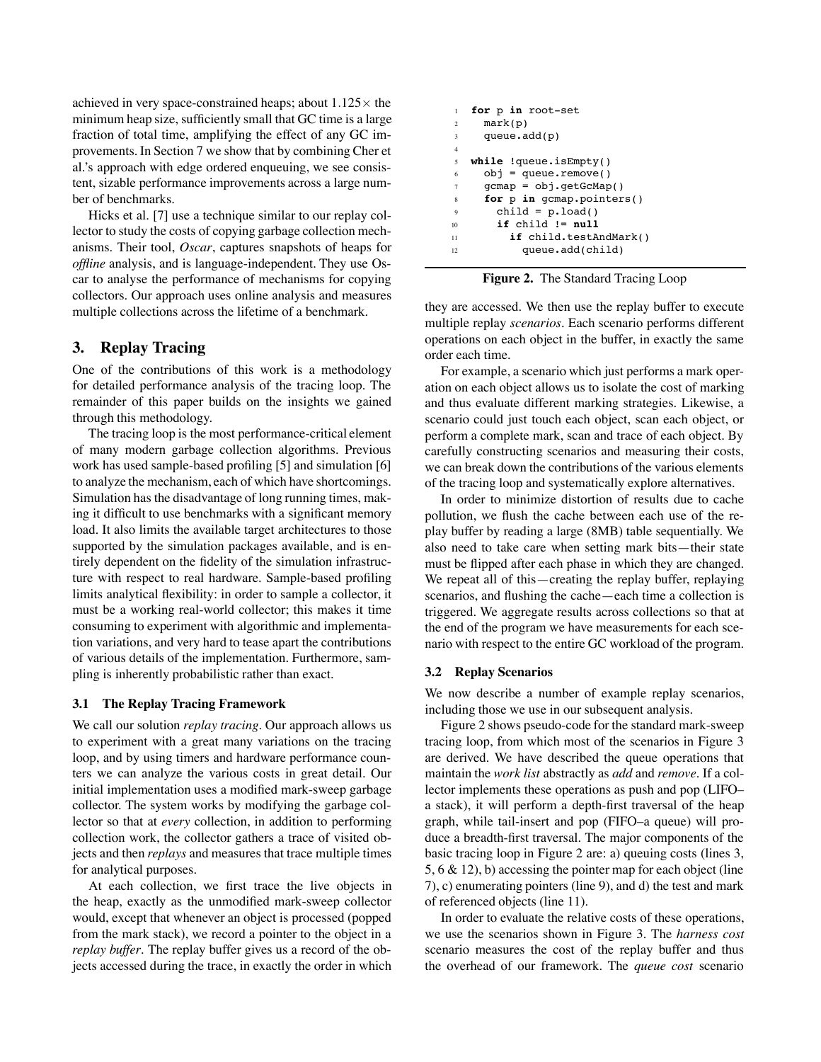achieved in very space-constrained heaps; about $1.125\times$ the minimum heap size, sufficiently small that GC time is a large fraction of total time, amplifying the effect of any GC improvements. In Section 7 we show that by combining Cher et al.'s approach with edge ordered enqueuing, we see consistent, sizable performance improvements across a large number of benchmarks.

Hicks et al. [7] use a technique similar to our replay collector to study the costs of copying garbage collection mechanisms. Their tool, *Oscar*, captures snapshots of heaps for *offline* analysis, and is language-independent. They use Oscar to analyse the performance of mechanisms for copying collectors. Our approach uses online analysis and measures multiple collections across the lifetime of a benchmark.

## 3. Replay Tracing

One of the contributions of this work is a methodology for detailed performance analysis of the tracing loop. The remainder of this paper builds on the insights we gained through this methodology.

The tracing loop is the most performance-critical element of many modern garbage collection algorithms. Previous work has used sample-based profiling [5] and simulation [6] to analyze the mechanism, each of which have shortcomings. Simulation has the disadvantage of long running times, making it difficult to use benchmarks with a significant memory load. It also limits the available target architectures to those supported by the simulation packages available, and is entirely dependent on the fidelity of the simulation infrastructure with respect to real hardware. Sample-based profiling limits analytical flexibility: in order to sample a collector, it must be a working real-world collector; this makes it time consuming to experiment with algorithmic and implementation variations, and very hard to tease apart the contributions of various details of the implementation. Furthermore, sampling is inherently probabilistic rather than exact.

### 3.1 The Replay Tracing Framework

We call our solution *replay tracing*. Our approach allows us to experiment with a great many variations on the tracing loop, and by using timers and hardware performance counters we can analyze the various costs in great detail. Our initial implementation uses a modified mark-sweep garbage collector. The system works by modifying the garbage collector so that at *every* collection, in addition to performing collection work, the collector gathers a trace of visited objects and then *replays* and measures that trace multiple times for analytical purposes.

At each collection, we first trace the live objects in the heap, exactly as the unmodified mark-sweep collector would, except that whenever an object is processed (popped from the mark stack), we record a pointer to the object in a *replay buffer*. The replay buffer gives us a record of the objects accessed during the trace, in exactly the order in which they are accessed. We then use the replay buffer to execute multiple replay *scenarios*. Each scenario performs different operations on each object in the buffer, in exactly the same order each time.

```
1  for p in root-set
2    mark(p)
3    queue.add(p)
4
5  while !queue.isEmpty()
6    obj = queue.remove()
7    gcmap = obj.getGcMap()
8    for p in gcmap.pointers()
9      child = p.load()
10     if child != null
11       if child.testAndMark()
12         queue.add(child)
```

**Figure 2.** The Standard Tracing Loop

For example, a scenario which just performs a mark operation on each object allows us to isolate the cost of marking and thus evaluate different marking strategies. Likewise, a scenario could just touch each object, scan each object, or perform a complete mark, scan and trace of each object. By carefully constructing scenarios and measuring their costs, we can break down the contributions of the various elements of the tracing loop and systematically explore alternatives.

In order to minimize distortion of results due to cache pollution, we flush the cache between each use of the replay buffer by reading a large (8MB) table sequentially. We also need to take care when setting mark bits—their state must be flipped after each phase in which they are changed. We repeat all of this—creating the replay buffer, replaying scenarios, and flushing the cache—each time a collection is triggered. We aggregate results across collections so that at the end of the program we have measurements for each scenario with respect to the entire GC workload of the program.

### 3.2 Replay Scenarios

We now describe a number of example replay scenarios, including those we use in our subsequent analysis.

Figure 2 shows pseudo-code for the standard mark-sweep tracing loop, from which most of the scenarios in Figure 3 are derived. We have described the queue operations that maintain the *work list* abstractly as *add* and *remove*. If a collector implements these operations as push and pop (LIFO–a stack), it will perform a depth-first traversal of the heap graph, while tail-insert and pop (FIFO–a queue) will produce a breadth-first traversal. The major components of the basic tracing loop in Figure 2 are: a) queuing costs (lines 3, 5, 6 & 12), b) accessing the pointer map for each object (line 7), c) enumerating pointers (line 9), and d) the test and mark of referenced objects (line 11).

In order to evaluate the relative costs of these operations, we use the scenarios shown in Figure 3. The *harness cost* scenario measures the cost of the replay buffer and thus the overhead of our framework. The *queue cost* scenario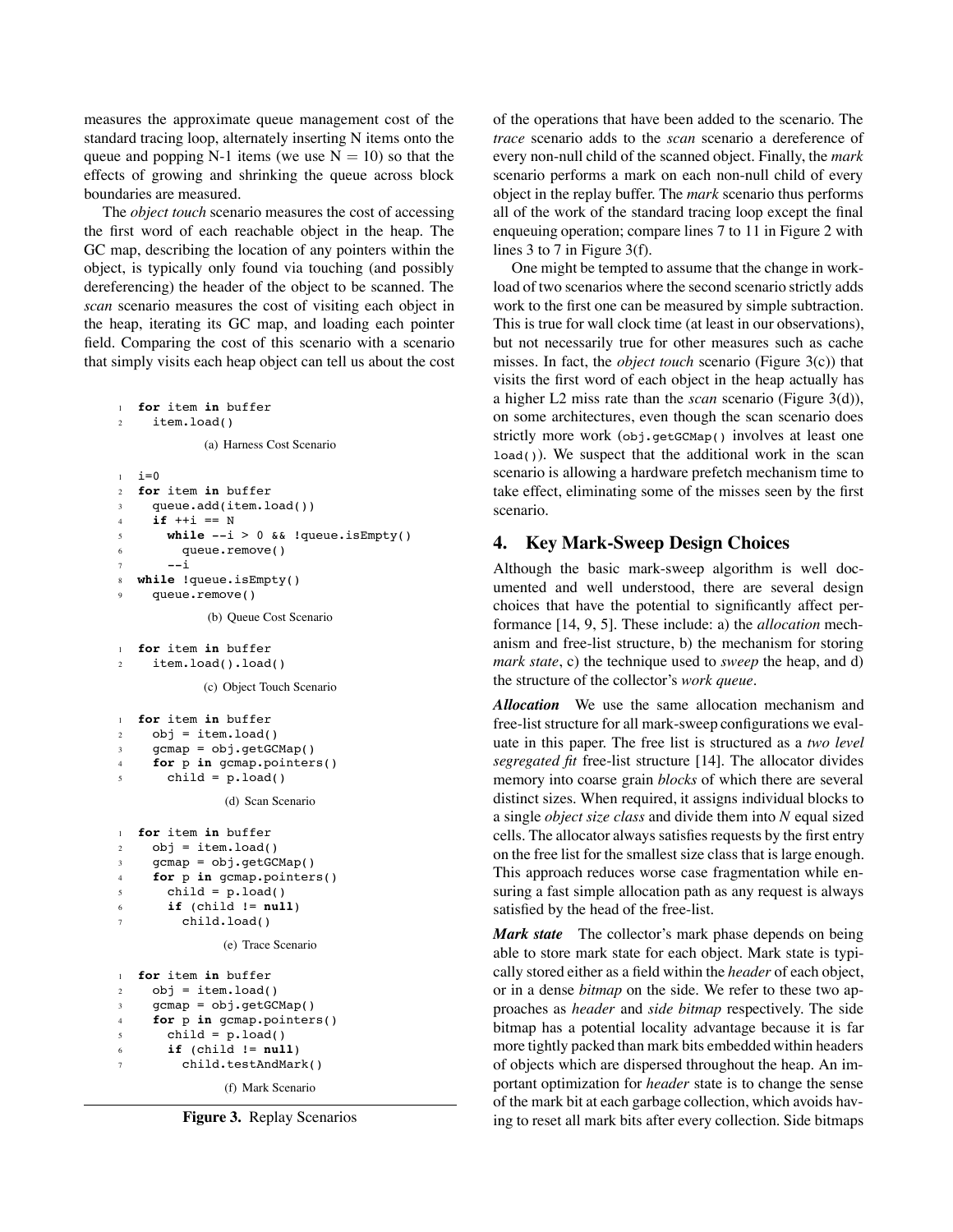measures the approximate queue management cost of the standard tracing loop, alternately inserting N items onto the queue and popping N-1 items (we use N = 10) so that the effects of growing and shrinking the queue across block boundaries are measured.

The *object touch* scenario measures the cost of accessing the first word of each reachable object in the heap. The GC map, describing the location of any pointers within the object, is typically only found via touching (and possibly dereferencing) the header of the object to be scanned. The *scan* scenario measures the cost of visiting each object in the heap, iterating its GC map, and loading each pointer field. Comparing the cost of this scenario with a scenario that simply visits each heap object can tell us about the cost

```
1 for item in buffer
2   item.load()
```

(a) Harness Cost Scenario

```
1 i=0
2 for item in buffer
3   queue.add(item.load())
4   if ++i == N
5     while --i > 0 && !queue.isEmpty()
6       queue.remove()
7     --i
8 while !queue.isEmpty()
9   queue.remove()
```

(b) Queue Cost Scenario

```
1 for item in buffer
2   item.load().load()
```

(c) Object Touch Scenario

```
1 for item in buffer
2   obj = item.load()
3   gcmap = obj.getGCMap()
4   for p in gcmap.pointers()
5     child = p.load()
```

(d) Scan Scenario

```
1 for item in buffer
2   obj = item.load()
3   gcmap = obj.getGCMap()
4   for p in gcmap.pointers()
5     child = p.load()
6     if (child != null)
7       child.load()
```

(e) Trace Scenario

```
1 for item in buffer
2   obj = item.load()
3   gcmap = obj.getGCMap()
4   for p in gcmap.pointers()
5     child = p.load()
6     if (child != null)
7       child.testAndMark()
```

(f) Mark Scenario

**Figure 3.** Replay Scenarios

of the operations that have been added to the scenario. The *trace* scenario adds to the *scan* scenario a dereference of every non-null child of the scanned object. Finally, the *mark* scenario performs a mark on each non-null child of every object in the replay buffer. The *mark* scenario thus performs all of the work of the standard tracing loop except the final enqueuing operation; compare lines 7 to 11 in Figure 2 with lines 3 to 7 in Figure 3(f).

One might be tempted to assume that the change in workload of two scenarios where the second scenario strictly adds work to the first one can be measured by simple subtraction. This is true for wall clock time (at least in our observations), but not necessarily true for other measures such as cache misses. In fact, the *object touch* scenario (Figure 3(c)) that visits the first word of each object in the heap actually has a higher L2 miss rate than the *scan* scenario (Figure 3(d)), on some architectures, even though the scan scenario does strictly more work (`obj.getGCMap()` involves at least one `load()`). We suspect that the additional work in the scan scenario is allowing a hardware prefetch mechanism time to take effect, eliminating some of the misses seen by the first scenario.

## 4. Key Mark-Sweep Design Choices

Although the basic mark-sweep algorithm is well documented and well understood, there are several design choices that have the potential to significantly affect performance [14, 9, 5]. These include: a) the *allocation* mechanism and free-list structure, b) the mechanism for storing *mark state*, c) the technique used to *sweep* the heap, and d) the structure of the collector's *work queue*.

***Allocation*** We use the same allocation mechanism and free-list structure for all mark-sweep configurations we evaluate in this paper. The free list is structured as a *two level segregated fit* free-list structure [14]. The allocator divides memory into coarse grain *blocks* of which there are several distinct sizes. When required, it assigns individual blocks to a single *object size class* and divide them into *N* equal sized cells. The allocator always satisfies requests by the first entry on the free list for the smallest size class that is large enough. This approach reduces worse case fragmentation while ensuring a fast simple allocation path as any request is always satisfied by the head of the free-list.

***Mark state*** The collector's mark phase depends on being able to store mark state for each object. Mark state is typically stored either as a field within the *header* of each object, or in a dense *bitmap* on the side. We refer to these two approaches as *header* and *side bitmap* respectively. The side bitmap has a potential locality advantage because it is far more tightly packed than mark bits embedded within headers of objects which are dispersed throughout the heap. An important optimization for *header* state is to change the sense of the mark bit at each garbage collection, which avoids having to reset all mark bits after every collection. Side bitmaps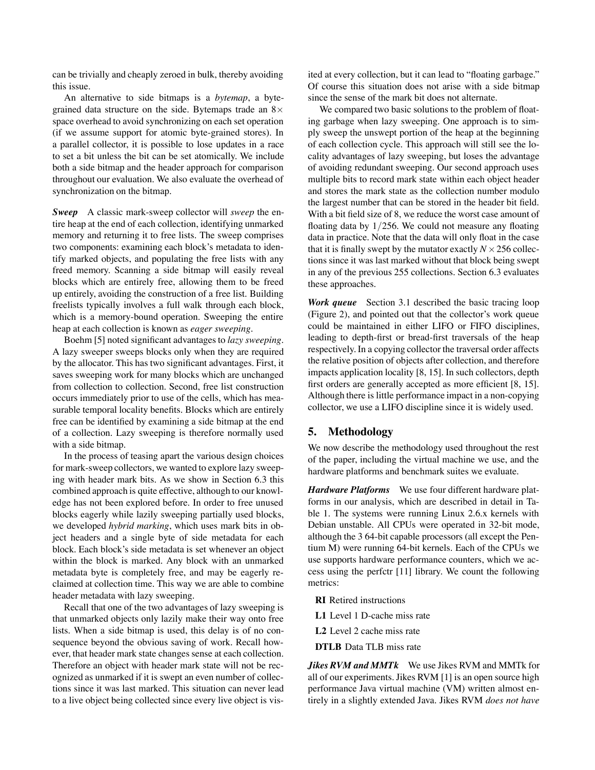can be trivially and cheaply zeroed in bulk, thereby avoiding this issue.

An alternative to side bitmaps is a *bytemap*, a byte-grained data structure on the side. Bytemaps trade an $8\times$ space overhead to avoid synchronizing on each set operation (if we assume support for atomic byte-grained stores). In a parallel collector, it is possible to lose updates in a race to set a bit unless the bit can be set atomically. We include both a side bitmap and the header approach for comparison throughout our evaluation. We also evaluate the overhead of synchronization on the bitmap.

***Sweep*** A classic mark-sweep collector will *sweep* the entire heap at the end of each collection, identifying unmarked memory and returning it to free lists. The sweep comprises two components: examining each block's metadata to identify marked objects, and populating the free lists with any freed memory. Scanning a side bitmap will easily reveal blocks which are entirely free, allowing them to be freed up entirely, avoiding the construction of a free list. Building freelists typically involves a full walk through each block, which is a memory-bound operation. Sweeping the entire heap at each collection is known as *eager sweeping*.

Boehm [5] noted significant advantages to *lazy sweeping*. A lazy sweeper sweeps blocks only when they are required by the allocator. This has two significant advantages. First, it saves sweeping work for many blocks which are unchanged from collection to collection. Second, free list construction occurs immediately prior to use of the cells, which has measurable temporal locality benefits. Blocks which are entirely free can be identified by examining a side bitmap at the end of a collection. Lazy sweeping is therefore normally used with a side bitmap.

In the process of teasing apart the various design choices for mark-sweep collectors, we wanted to explore lazy sweeping with header mark bits. As we show in Section 6.3 this combined approach is quite effective, although to our knowledge has not been explored before. In order to free unused blocks eagerly while lazily sweeping partially used blocks, we developed *hybrid marking*, which uses mark bits in object headers and a single byte of side metadata for each block. Each block's side metadata is set whenever an object within the block is marked. Any block with an unmarked metadata byte is completely free, and may be eagerly reclaimed at collection time. This way we are able to combine header metadata with lazy sweeping.

Recall that one of the two advantages of lazy sweeping is that unmarked objects only lazily make their way onto free lists. When a side bitmap is used, this delay is of no consequence beyond the obvious saving of work. Recall however, that header mark state changes sense at each collection. Therefore an object with header mark state will not be recognized as unmarked if it is swept an even number of collections since it was last marked. This situation can never lead to a live object being collected since every live object is visited at every collection, but it can lead to "floating garbage." Of course this situation does not arise with a side bitmap since the sense of the mark bit does not alternate.

We compared two basic solutions to the problem of floating garbage when lazy sweeping. One approach is to simply sweep the unswept portion of the heap at the beginning of each collection cycle. This approach will still see the locality advantages of lazy sweeping, but loses the advantage of avoiding redundant sweeping. Our second approach uses multiple bits to record mark state within each object header and stores the mark state as the collection number modulo the largest number that can be stored in the header bit field. With a bit field size of 8, we reduce the worst case amount of floating data by $1/256$. We could not measure any floating data in practice. Note that the data will only float in the case that it is finally swept by the mutator exactly $N \times 256$ collections since it was last marked without that block being swept in any of the previous 255 collections. Section 6.3 evaluates these approaches.

***Work queue*** Section 3.1 described the basic tracing loop (Figure 2), and pointed out that the collector's work queue could be maintained in either LIFO or FIFO disciplines, leading to depth-first or bread-first traversals order of the heap respectively. In a copying collector the traversal order affects the relative position of objects after collection, and therefore impacts application locality [8, 15]. In such collectors, depth first orders are generally accepted as more efficient [8, 15]. Although there is little performance impact in a non-copying collector, we use a LIFO discipline since it is widely used.

## 5. Methodology

We now describe the methodology used throughout the rest of the paper, including the virtual machine we use, and the hardware platforms and benchmark suites we evaluate.

***Hardware Platforms*** We use four different hardware platforms in our analysis, which are described in detail in Table 1. The systems were running Linux 2.6.x kernels with Debian unstable. All CPUs were operated in 32-bit mode, although the 3 64-bit capable processors (all except the Pentium M) were running 64-bit kernels. Each of the CPUs we use supports hardware performance counters, which we access using the perfctr [11] library. We count the following metrics:

**RI** Retired instructions

**L1** Level 1 D-cache miss rate

**L2** Level 2 cache miss rate

**DTLB** Data TLB miss rate

***Jikes RVM and MMTk*** We use Jikes RVM and MMTk for all of our experiments. Jikes RVM [1] is an open source high performance Java virtual machine (VM) written almost entirely in a slightly extended Java. Jikes RVM *does not have*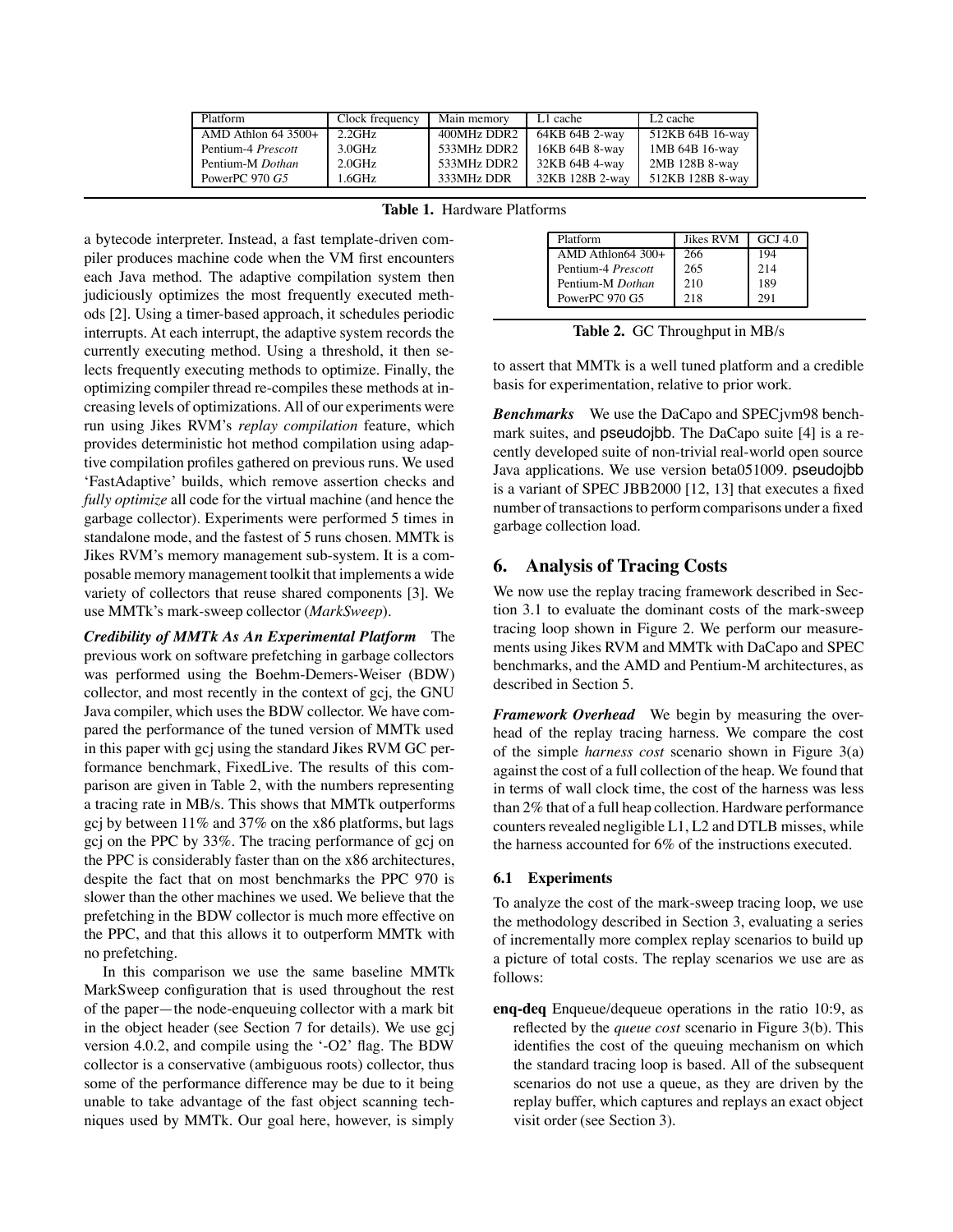| Platform | Clock frequency | Main memory | L1 cache | L2 cache |
|---|---|---|---|---|
| AMD Athlon 64 3500+ | 2.2GHz | 400MHz DDR2 | 64KB 64B 2-way | 512KB 64B 16-way |
| Pentium-4 *Prescott* | 3.0GHz | 533MHz DDR2 | 16KB 64B 8-way | 1MB 64B 16-way |
| Pentium-M *Dothan* | 2.0GHz | 533MHz DDR2 | 32KB 64B 4-way | 2MB 128B 8-way |
| PowerPC 970 *G5* | 1.6GHz | 333MHz DDR | 32KB 128B 2-way | 512KB 128B 8-way |

**Table 1.** Hardware Platforms

a bytecode interpreter. Instead, a fast template-driven compiler produces machine code when the VM first encounters each Java method. The adaptive compilation system then judiciously optimizes the most frequently executed methods [2]. Using a timer-based approach, it schedules periodic interrupts. At each interrupt, the adaptive system records the currently executing method. Using a threshold, it then selects frequently executing methods to optimize. Finally, the optimizing compiler thread re-compiles these methods at increasing levels of optimizations. All of our experiments were run using Jikes RVM's *replay compilation* feature, which provides deterministic hot method compilation using adaptive compilation profiles gathered on previous runs. We used 'FastAdaptive' builds, which remove assertion checks and *fully optimize* all code for the virtual machine (and hence the garbage collector). Experiments were performed 5 times in standalone mode, and the fastest of 5 runs chosen. MMTk is Jikes RVM's memory management sub-system. It is a composable memory management toolkit that implements a wide variety of collectors that reuse shared components [3]. We use MMTk's mark-sweep collector (*MarkSweep*).

***Credibility of MMTk As An Experimental Platform*** The previous work on software prefetching in garbage collectors was performed using the Boehm-Demers-Weiser (BDW) collector, and most recently in the context of gcj, the GNU Java compiler, which uses the BDW collector. We have compared the performance of the tuned version of MMTk used in this paper with gcj using the standard Jikes RVM GC performance benchmark, FixedLive. The results of this comparison are given in Table 2, with the numbers representing a tracing rate in MB/s. This shows that MMTk outperforms gcj by between 11% and 37% on the x86 platforms, but lags gcj on the PPC by 33%. The tracing performance of gcj on the PPC is considerably faster than on the x86 architectures, despite the fact that on most benchmarks the PPC 970 is slower than the other machines we used. We believe that the prefetching in the BDW collector is much more effective on the PPC, and that this allows it to outperform MMTk with no prefetching.

In this comparison we use the same baseline MMTk MarkSweep configuration that is used throughout the rest of the paper—the node-enqueuing collector with a mark bit in the object header (see Section 7 for details). We use gcj version 4.0.2, and compile using the '-O2' flag. The BDW collector is a conservative (ambiguous roots) collector, thus some of the performance difference may be due to it being unable to take advantage of the fast object scanning techniques used by MMTk. Our goal here, however, is simply

| Platform | Jikes RVM | GCJ 4.0 |
|---|---|---|
| AMD Athlon64 300+ | 266 | 194 |
| Pentium-4 *Prescott* | 265 | 214 |
| Pentium-M *Dothan* | 210 | 189 |
| PowerPC 970 G5 | 218 | 291 |

**Table 2.** GC Throughput in MB/s

to assert that MMTk is a well tuned platform and a credible basis for experimentation, relative to prior work.

***Benchmarks*** We use the DaCapo and SPECjvm98 benchmark suites, and pseudojbb. The DaCapo suite [4] is a recently developed suite of non-trivial real-world open source Java applications. We use version beta051009. pseudojbb is a variant of SPEC JBB2000 [12, 13] that executes a fixed number of transactions to perform comparisons under a fixed garbage collection load.

## 6. Analysis of Tracing Costs

We now use the replay tracing framework described in Section 3.1 to evaluate the dominant costs of the mark-sweep tracing loop shown in Figure 2. We perform our measurements using Jikes RVM and MMTk with DaCapo and SPEC benchmarks, and the AMD and Pentium-M architectures, as described in Section 5.

***Framework Overhead*** We begin by measuring the overhead of the replay tracing harness. We compare the cost of the simple *harness cost* scenario shown in Figure 3(a) against the cost of a full collection of the heap. We found that in terms of wall clock time, the cost of the harness was less than 2% that of a full heap collection. Hardware performance counters revealed negligible L1, L2 and DTLB misses, while the harness accounted for 6% of the instructions executed.

### 6.1 Experiments

To analyze the cost of the mark-sweep tracing loop, we use the methodology described in Section 3, evaluating a series of incrementally more complex replay scenarios to build up a picture of total costs. The replay scenarios we use are as follows:

- **enq-deq** Enqueue/dequeue operations in the ratio 10:9, as reflected by the *queue cost* scenario in Figure 3(b). This identifies the cost of the queuing mechanism on which the standard tracing loop is based. All of the subsequent scenarios do not use a queue, as they are driven by the replay buffer, which captures and replays an exact object visit order (see Section 3).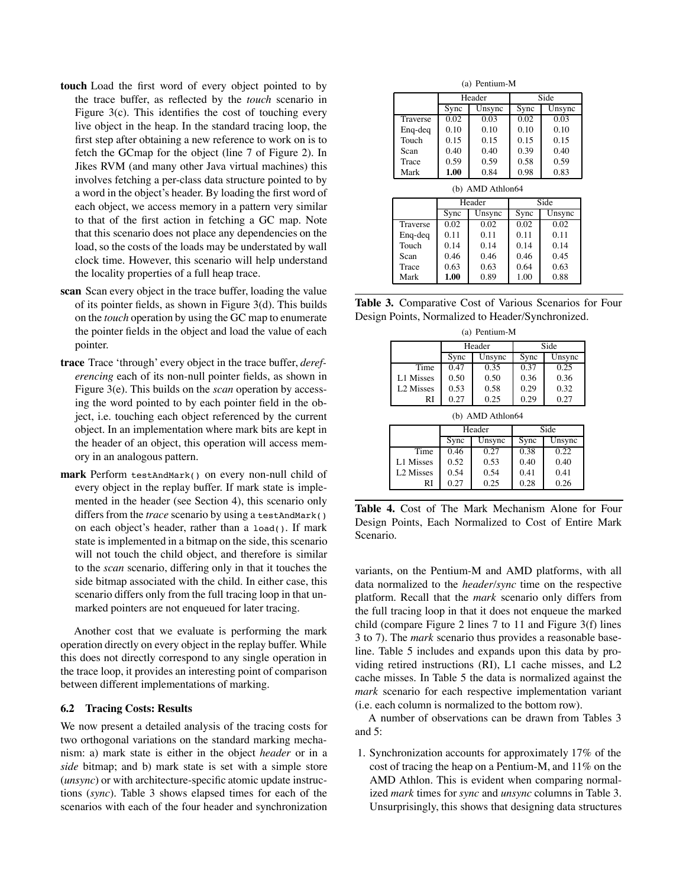- **touch** Load the first word of every object pointed to by the trace buffer, as reflected by the *touch* scenario in Figure 3(c). This identifies the cost of touching every live object in the heap. In the standard tracing loop, the first step after obtaining a new reference to work on is to fetch the GCmap for the object (line 7 of Figure 2). In Jikes RVM (and many other Java virtual machines) this involves fetching a per-class data structure pointed to by a word in the object's header. By loading the first word of each object, we access memory in a pattern very similar to that of the first action in fetching a GC map. Note that this scenario does not place any dependencies on the load, so the costs of the loads may be understated by wall clock time. However, this scenario will help understand the locality properties of a full heap trace.
- **scan** Scan every object in the trace buffer, loading the value of its pointer fields, as shown in Figure 3(d). This builds on the *touch* operation by using the GC map to enumerate the pointer fields in the object and load the value of each pointer.
- **trace** Trace 'through' every object in the trace buffer, *dereferencing* each of its non-null pointer fields, as shown in Figure 3(e). This builds on the *scan* operation by accessing the word pointed to by each pointer field in the object, i.e. touching each object referenced by the current object. In an implementation where mark bits are kept in the header of an object, this operation will access memory in an analogous pattern.
- **mark** Perform `testAndMark()` on every non-null child of every object in the replay buffer. If mark state is implemented in the header (see Section 4), this scenario only differs from the *trace* scenario by using a `testAndMark()` on each object's header, rather than a `load()`. If mark state is implemented in a bitmap on the side, this scenario will not touch the child object, and therefore is similar to the *scan* scenario, differing only in that it touches the side bitmap associated with the child. In either case, this scenario differs only from the full tracing loop in that unmarked pointers are not enqueued for later tracing.

Another cost that we evaluate is performing the mark operation directly on every object in the replay buffer. While this does not directly correspond to any single operation in the trace loop, it provides an interesting point of comparison between different implementations of marking.

### 6.2 Tracing Costs: Results

We now present a detailed analysis of the tracing costs for two orthogonal variations on the standard marking mechanism: a) mark state is either in the object *header* or in a *side* bitmap; and b) mark state is set with a simple store (*unsync*) or with architecture-specific atomic update instructions (*sync*). Table 3 shows elapsed times for each of the scenarios with each of the four header and synchronization variants, on the Pentium-M and AMD platforms, with all data normalized to the *header*/*sync* time on the respective platform. Recall that the *mark* scenario only differs from the full tracing loop in that it does not enqueue the marked child (compare Figure 2 lines 7 to 11 and Figure 3(f) lines 3 to 7). The *mark* scenario thus provides a reasonable baseline. Table 5 includes and expands upon this data by providing retired instructions (RI), L1 cache misses, and L2 cache misses. In Table 5 the data is normalized against the *mark* scenario for each respective implementation variant (i.e. each column is normalized to the bottom row).

(a) Pentium-M

| | Header | | Side | |
|---|---|---|---|---|
| | Sync | Unsync | Sync | Unsync |
| Traverse | 0.02 | 0.03 | 0.02 | 0.03 |
| Enq-deq | 0.10 | 0.10 | 0.10 | 0.10 |
| Touch | 0.15 | 0.15 | 0.15 | 0.15 |
| Scan | 0.40 | 0.40 | 0.39 | 0.40 |
| Trace | 0.59 | 0.59 | 0.58 | 0.59 |
| Mark | **1.00** | 0.84 | 0.98 | 0.83 |

(b) AMD Athlon64

| | Header | | Side | |
|---|---|---|---|---|
| | Sync | Unsync | Sync | Unsync |
| Traverse | 0.02 | 0.02 | 0.02 | 0.02 |
| Enq-deq | 0.11 | 0.11 | 0.11 | 0.11 |
| Touch | 0.14 | 0.14 | 0.14 | 0.14 |
| Scan | 0.46 | 0.46 | 0.46 | 0.45 |
| Trace | 0.63 | 0.63 | 0.64 | 0.63 |
| Mark | **1.00** | 0.89 | 1.00 | 0.88 |

**Table 3.** Comparative Cost of Various Scenarios for Four Design Points, Normalized to Header/Synchronized.

(a) Pentium-M

| | Header | | Side | |
|---|---|---|---|---|
| | Sync | Unsync | Sync | Unsync |
| Time | 0.47 | 0.35 | 0.37 | 0.25 |
| L1 Misses | 0.50 | 0.50 | 0.36 | 0.36 |
| L2 Misses | 0.53 | 0.58 | 0.29 | 0.32 |
| RI | 0.27 | 0.25 | 0.29 | 0.27 |

(b) AMD Athlon64

| | Header | | Side | |
|---|---|---|---|---|
| | Sync | Unsync | Sync | Unsync |
| Time | 0.46 | 0.27 | 0.38 | 0.22 |
| L1 Misses | 0.52 | 0.53 | 0.40 | 0.40 |
| L2 Misses | 0.54 | 0.54 | 0.41 | 0.41 |
| RI | 0.27 | 0.25 | 0.28 | 0.26 |

**Table 4.** Cost of The Mark Mechanism Alone for Four Design Points, Each Normalized to Cost of Entire Mark Scenario.

A number of observations can be drawn from Tables 3 and 5:

1. Synchronization accounts for approximately 17% of the cost of tracing the heap on a Pentium-M, and 11% on the AMD Athlon. This is evident when comparing normalized *mark* times for *sync* and *unsync* columns in Table 3. Unsurprisingly, this shows that designing data structures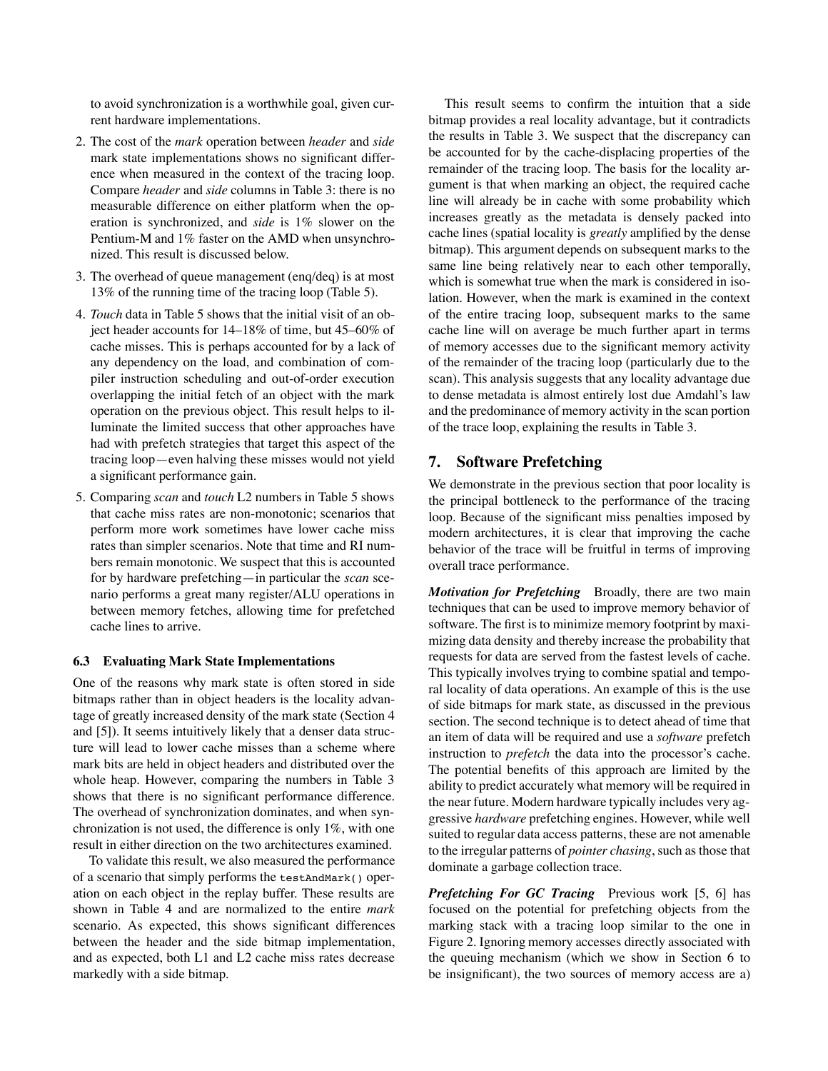to avoid synchronization is a worthwhile goal, given current hardware implementations.

2. The cost of the *mark* operation between *header* and *side* mark state implementations shows no significant difference when measured in the context of the tracing loop. Compare *header* and *side* columns in Table 3: there is no measurable difference on either platform when the operation is synchronized, and *side* is 1% slower on the Pentium-M and 1% faster on the AMD when unsynchronized. This result is discussed below.

3. The overhead of queue management (enq/deq) is at most 13% of the running time of the tracing loop (Table 5).

4. *Touch* data in Table 5 shows that the initial visit of an object header accounts for 14–18% of time, but 45–60% of cache misses. This is perhaps accounted for by a lack of any dependency on the load, and combination of compiler instruction scheduling and out-of-order execution overlapping the initial fetch of an object with the mark operation on the previous object. This result helps to illuminate the limited success that other approaches have had with prefetch strategies that target this aspect of the tracing loop—even halving these misses would not yield a significant performance gain.

5. Comparing *scan* and *touch* L2 numbers in Table 5 shows that cache miss rates are non-monotonic; scenarios that perform more work sometimes have lower cache miss rates than simpler scenarios. Note that time and RI numbers remain monotonic. We suspect that this is accounted for by hardware prefetching—in particular the *scan* scenario performs a great many register/ALU operations in between memory fetches, allowing time for prefetched cache lines to arrive.

### 6.3 Evaluating Mark State Implementations

One of the reasons why mark state is often stored in side bitmaps rather than in object headers is the locality advantage of greatly increased density of the mark state (Section 4 and [5]). It seems intuitively likely that a denser data structure will lead to lower cache misses than a scheme where mark bits are held in object headers and distributed over the whole heap. However, comparing the numbers in Table 3 shows that there is no significant performance difference. The overhead of synchronization dominates, and when synchronization is not used, the difference is only 1%, with one result in either direction on the two architectures examined.

To validate this result, we also measured the performance of a scenario that simply performs the `testAndMark()` operation on each object in the replay buffer. These results are shown in Table 4 and are normalized to the entire *mark* scenario. As expected, this shows significant differences between the header and the side bitmap implementation, and as expected, both L1 and L2 cache miss rates decrease markedly with a side bitmap.

This result seems to confirm the intuition that a side bitmap provides a real locality advantage, but it contradicts the results in Table 3. We suspect that the discrepancy can be accounted for by the cache-displacing properties of the remainder of the tracing loop. The basis for the locality argument is that when marking an object, the required cache line will already be in cache with some probability which increases greatly as the metadata is densely packed into cache lines (spatial locality is *greatly* amplified by the dense bitmap). This argument depends on subsequent marks to the same line being relatively near to each other temporally, which is somewhat true when the mark is considered in isolation. However, when the mark is examined in the context of the entire tracing loop, subsequent marks to the same cache line will on average be much further apart in terms of memory accesses due to the significant memory activity of the remainder of the tracing loop (particularly due to the scan). This analysis suggests that any locality advantage due to dense metadata is almost entirely lost due Amdahl's law and the predominance of memory activity in the scan portion of the trace loop, explaining the results in Table 3.

## 7. Software Prefetching

We demonstrate in the previous section that poor locality is the principal bottleneck to the performance of the tracing loop. Because of the significant miss penalties imposed by modern architectures, it is clear that improving the cache behavior of the trace will be fruitful in terms of improving overall trace performance.

***Motivation for Prefetching*** Broadly, there are two main techniques that can be used to improve memory behavior of software. The first is to minimize memory footprint by maximizing data density and thereby increase the probability that requests for data are served from the fastest levels of cache. This typically involves trying to combine spatial and temporal locality of data operations. An example of this is the use of side bitmaps for mark state, as discussed in the previous section. The second technique is to detect ahead of time that an item of data will be required and use a *software* prefetch instruction to *prefetch* the data into the processor's cache. The potential benefits of this approach are limited by the ability to predict accurately what memory will be required in the near future. Modern hardware typically includes very aggressive *hardware* prefetching engines. However, while well suited to regular data access patterns, these are not amenable to the irregular patterns of *pointer chasing*, such as those that dominate a garbage collection trace.

***Prefetching For GC Tracing*** Previous work [5, 6] has focused on the potential for prefetching objects from the marking stack with a tracing loop similar to the one in Figure 2. Ignoring memory accesses directly associated with the queuing mechanism (which we show in Section 6 to be insignificant), the two sources of memory access are a)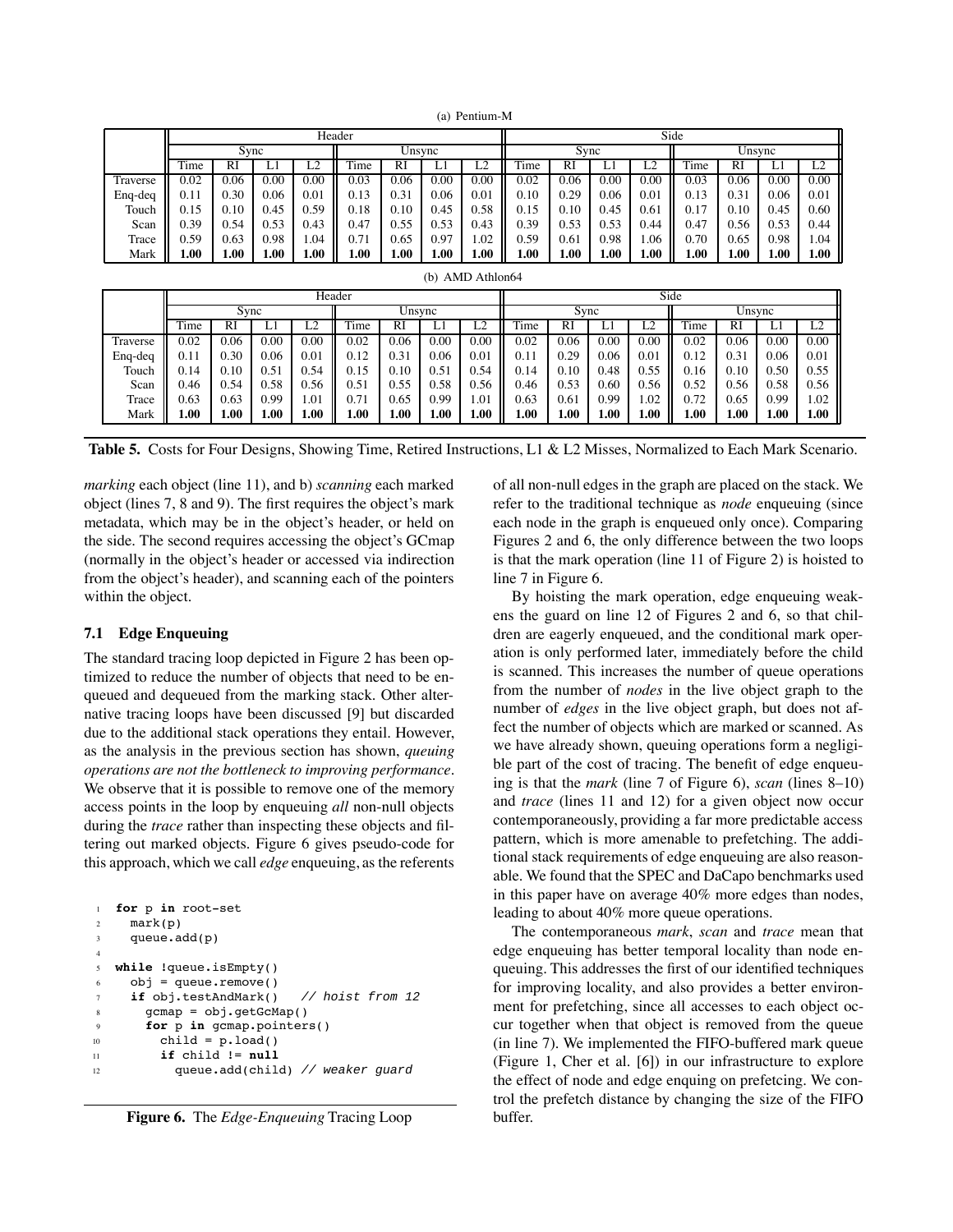(a) Pentium-M

| | Header | | | | | | | | Side | | | | | | | |
|---|---|---|---|---|---|---|---|---|---|---|---|---|---|---|---|---|
| | Sync | | | | Unsync | | | | Sync | | | | Unsync | | | |
| | Time | RI | L1 | L2 | Time | RI | L1 | L2 | Time | RI | L1 | L2 | Time | RI | L1 | L2 |
| Traverse | 0.02 | 0.06 | 0.00 | 0.00 | 0.03 | 0.06 | 0.00 | 0.00 | 0.02 | 0.06 | 0.00 | 0.00 | 0.03 | 0.06 | 0.00 | 0.00 |
| Enq-deq | 0.11 | 0.30 | 0.06 | 0.01 | 0.13 | 0.31 | 0.06 | 0.01 | 0.10 | 0.29 | 0.06 | 0.01 | 0.13 | 0.31 | 0.06 | 0.01 |
| Touch | 0.15 | 0.10 | 0.45 | 0.59 | 0.18 | 0.10 | 0.45 | 0.58 | 0.15 | 0.10 | 0.45 | 0.61 | 0.17 | 0.10 | 0.45 | 0.60 |
| Scan | 0.39 | 0.54 | 0.53 | 0.43 | 0.47 | 0.55 | 0.53 | 0.43 | 0.39 | 0.53 | 0.53 | 0.44 | 0.47 | 0.56 | 0.53 | 0.44 |
| Trace | 0.59 | 0.63 | 0.98 | 1.04 | 0.71 | 0.65 | 0.97 | 1.02 | 0.59 | 0.61 | 0.98 | 1.06 | 0.70 | 0.65 | 0.98 | 1.04 |
| Mark | **1.00** | **1.00** | **1.00** | **1.00** | **1.00** | **1.00** | **1.00** | **1.00** | **1.00** | **1.00** | **1.00** | **1.00** | **1.00** | **1.00** | **1.00** | **1.00** |

(b) AMD Athlon64

| | Header | | | | | | | | Side | | | | | | | |
|---|---|---|---|---|---|---|---|---|---|---|---|---|---|---|---|---|
| | Sync | | | | Unsync | | | | Sync | | | | Unsync | | | |
| | Time | RI | L1 | L2 | Time | RI | L1 | L2 | Time | RI | L1 | L2 | Time | RI | L1 | L2 |
| Traverse | 0.02 | 0.06 | 0.00 | 0.00 | 0.02 | 0.06 | 0.00 | 0.00 | 0.02 | 0.06 | 0.00 | 0.00 | 0.02 | 0.06 | 0.00 | 0.00 |
| Enq-deq | 0.11 | 0.30 | 0.06 | 0.01 | 0.12 | 0.31 | 0.06 | 0.01 | 0.11 | 0.29 | 0.06 | 0.01 | 0.12 | 0.31 | 0.06 | 0.01 |
| Touch | 0.14 | 0.10 | 0.51 | 0.54 | 0.15 | 0.10 | 0.51 | 0.54 | 0.14 | 0.10 | 0.48 | 0.55 | 0.16 | 0.10 | 0.50 | 0.55 |
| Scan | 0.46 | 0.54 | 0.58 | 0.56 | 0.51 | 0.55 | 0.58 | 0.56 | 0.46 | 0.53 | 0.60 | 0.56 | 0.52 | 0.56 | 0.58 | 0.56 |
| Trace | 0.63 | 0.63 | 0.99 | 1.01 | 0.71 | 0.65 | 0.99 | 1.01 | 0.63 | 0.61 | 0.99 | 1.02 | 0.72 | 0.65 | 0.99 | 1.02 |
| Mark | **1.00** | **1.00** | **1.00** | **1.00** | **1.00** | **1.00** | **1.00** | **1.00** | **1.00** | **1.00** | **1.00** | **1.00** | **1.00** | **1.00** | **1.00** | **1.00** |

**Table 5.** Costs for Four Designs, Showing Time, Retired Instructions, L1 & L2 Misses, Normalized to Each Mark Scenario.

*marking* each object (line 11), and b) *scanning* each marked object (lines 7, 8 and 9). The first requires the object's mark metadata, which may be in the object's header, or held on the side. The second requires accessing the object's GCmap (normally in the object's header or accessed via indirection from the object's header), and scanning each of the pointers within the object.

### 7.1 Edge Enqueuing

The standard tracing loop depicted in Figure 2 has been optimized to reduce the number of objects that need to be enqueued and dequeued from the marking stack. Other alternative tracing loops have been discussed [9] but discarded due to the additional stack operations they entail. However, as the analysis in the previous section has shown, *queuing operations are not the bottleneck to improving performance*. We observe that it is possible to remove one of the memory access points in the loop by enqueuing *all* non-null objects during the *trace* rather than inspecting these objects and filtering out marked objects. Figure 6 gives pseudo-code for this approach, which we call *edge* enqueuing, as the referents of all non-null edges in the graph are placed on the stack. We refer to the traditional technique as *node* enqueuing (since each node in the graph is enqueued only once). Comparing Figures 2 and 6, the only difference between the two loops is that the mark operation (line 11 of Figure 2) is hoisted to line 7 in Figure 6.

```
1  for p in root-set
2    mark(p)
3    queue.add(p)
4
5  while !queue.isEmpty()
6    obj = queue.remove()
7    if obj.testAndMark()   // hoist from 12
8      gcmap = obj.getGcMap()
9      for p in gcmap.pointers()
10       child = p.load()
11       if child != null
12         queue.add(child) // weaker guard
```

**Figure 6.** The *Edge-Enqueuing* Tracing Loop

By hoisting the mark operation, edge enqueuing weakens the guard on line 12 of Figures 2 and 6, so that children are eagerly enqueued, and the conditional mark operation is only performed later, immediately before the child is scanned. This increases the number of queue operations from the number of *nodes* in the live object graph to the number of *edges* in the live object graph, but does not affect the number of objects which are marked or scanned. As we have already shown, queuing operations form a negligible part of the cost of tracing. The benefit of edge enqueuing is that the *mark* (line 7 of Figure 6), *scan* (lines 8–10) and *trace* (lines 11 and 12) for a given object now occur contemporaneously, providing a far more predictable access pattern, which is more amenable to prefetching. The additional stack requirements of edge enqueuing are also reasonable. We found that the SPEC and DaCapo benchmarks used in this paper have on average 40% more edges than nodes, leading to about 40% more queue operations.

The contemporaneous *mark*, *scan* and *trace* mean that edge enqueuing has better temporal locality than node enqueuing. This addresses the first of our identified techniques for improving locality, and also provides a better environment for prefetching, since all accesses to each object occur together when that object is removed from the queue (in line 7). We implemented the FIFO-buffered mark queue (Figure 1, Cher et al. [6]) in our infrastructure to explore the effect of node and edge enquing on prefetcing. We control the prefetch distance by changing the size of the FIFO buffer.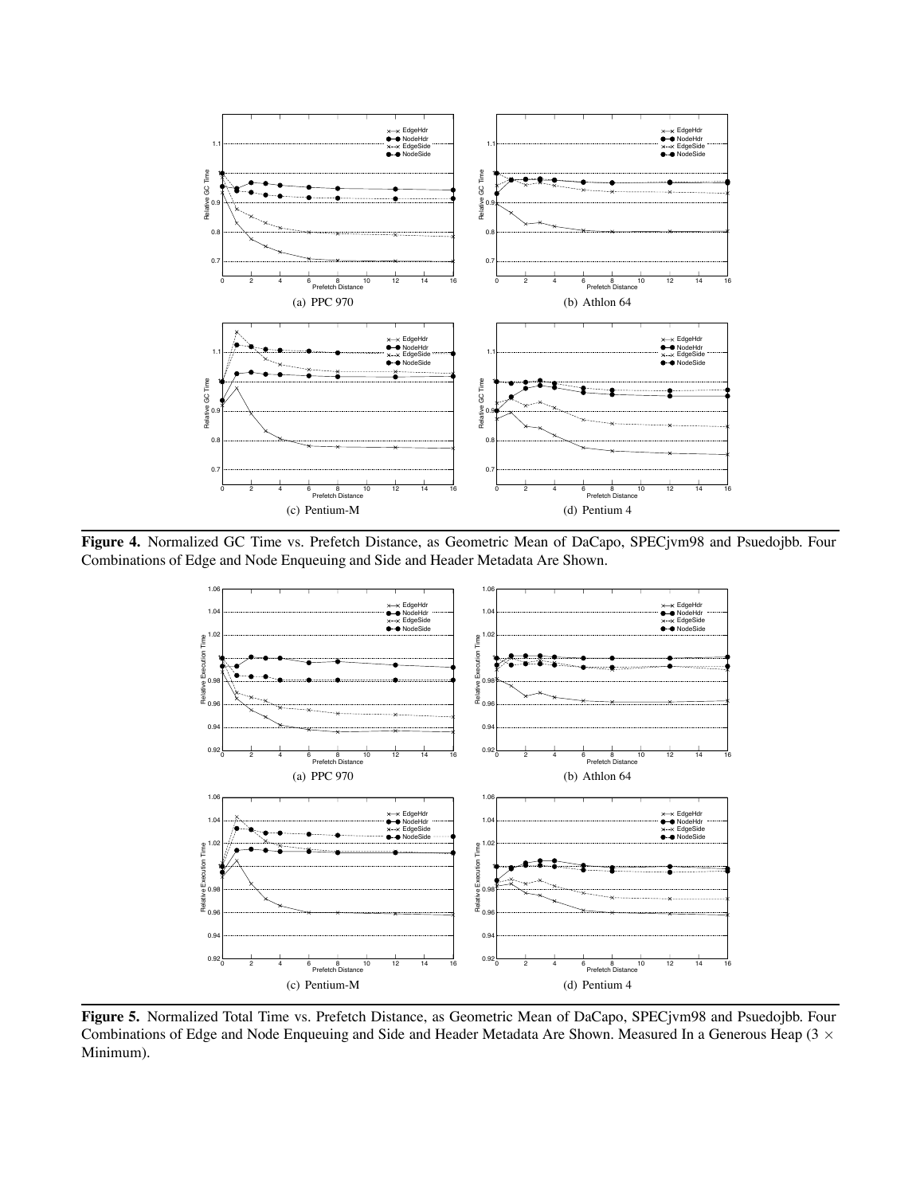(a) PPC 970

(b) Athlon 64

(c) Pentium-M

(d) Pentium 4

**Figure 4.** Normalized GC Time vs. Prefetch Distance, as Geometric Mean of DaCapo, SPECjvm98 and Psuedojbb. Four Combinations of Edge and Node Enqueuing and Side and Header Metadata Are Shown.

(a) PPC 970

(b) Athlon 64

(c) Pentium-M

(d) Pentium 4

**Figure 5.** Normalized Total Time vs. Prefetch Distance, as Geometric Mean of DaCapo, SPECjvm98 and Psuedojbb. Four Combinations of Edge and Node Enqueuing and Side and Header Metadata Are Shown. Measured In a Generous Heap (3 × Minimum).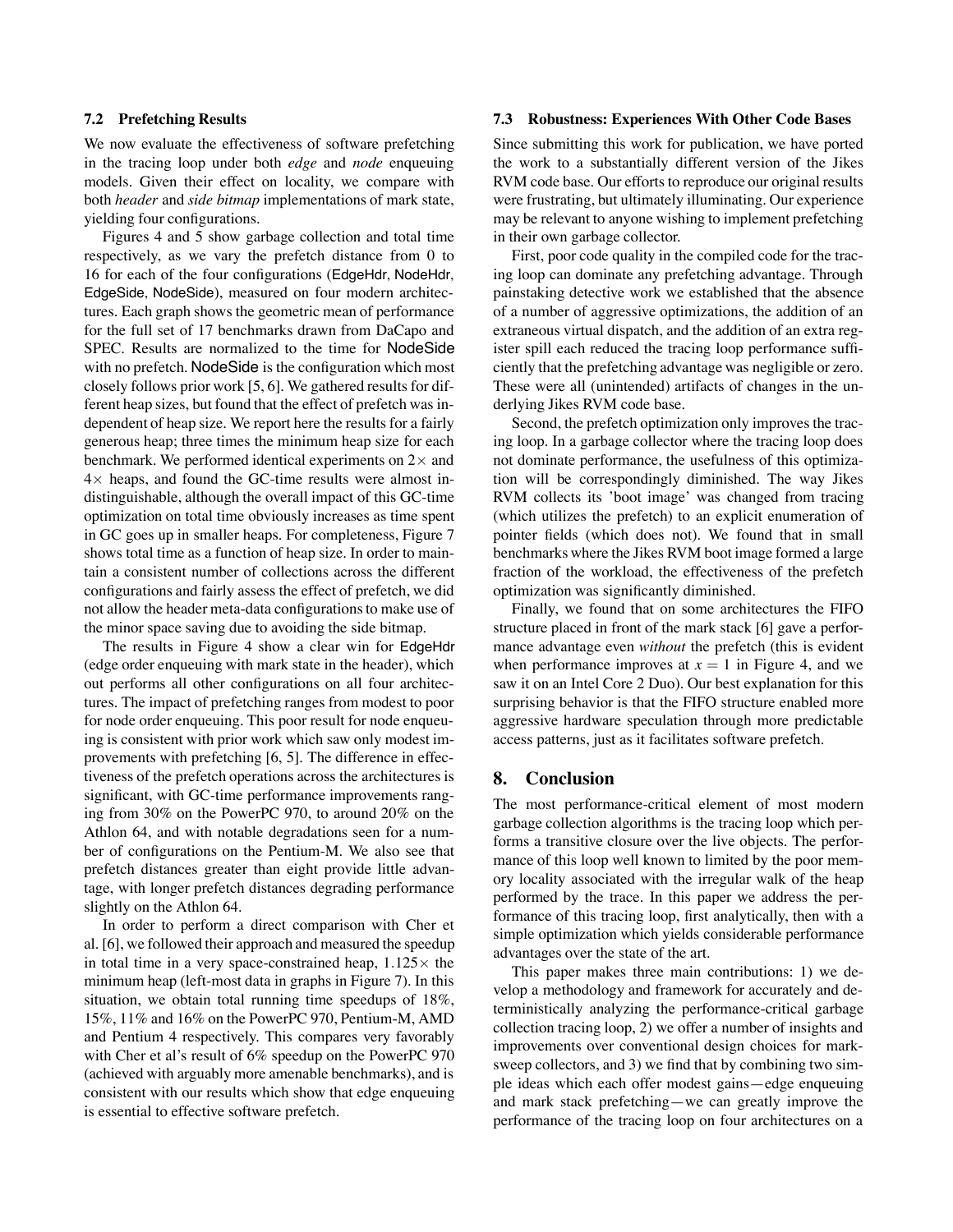### 7.2 Prefetching Results

We now evaluate the effectiveness of software prefetching in the tracing loop under both *edge* and *node* enqueuing models. Given their effect on locality, we compare with both *header* and *side bitmap* implementations of mark state, yielding four configurations.

Figures 4 and 5 show garbage collection and total time respectively, as we vary the prefetch distance from 0 to 16 for each of the four configurations (EdgeHdr, NodeHdr, EdgeSide, NodeSide), measured on four modern architectures. Each graph shows the geometric mean of performance for the full set of 17 benchmarks drawn from DaCapo and SPEC. Results are normalized to the time for NodeSide with no prefetch. NodeSide is the configuration which most closely follows prior work [5, 6]. We gathered results for different heap sizes, but found that the effect of prefetch was independent of heap size. We report here the results for a fairly generous heap; three times the minimum heap size for each benchmark. We performed identical experiments on $2\times$ and $4\times$ heaps, and found the GC-time results were almost indistinguishable, although the overall impact of this GC-time optimization on total time obviously increases as time spent in GC goes up in smaller heaps. For completeness, Figure 7 shows total time as a function of heap size. In order to maintain a consistent number of collections across the different configurations and fairly assess the effect of prefetch, we did not allow the header meta-data configurations to make use of the minor space saving due to avoiding the side bitmap.

The results in Figure 4 show a clear win for EdgeHdr (edge order enqueuing with mark state in the header), which out performs all other configurations on all four architectures. The impact of prefetching ranges from modest to poor for node order enqueuing. This poor result for node enqueuing is consistent with prior work which saw only modest improvements with prefetching [6, 5]. The difference in effectiveness of the prefetch operations across the architectures is significant, with GC-time performance improvements ranging from 30% on the PowerPC 970, to around 20% on the Athlon 64, and with notable degradations seen for a number of configurations on the Pentium-M. We also see that prefetch distances greater than eight provide little advantage, with longer prefetch distances degrading performance slightly on the Athlon 64.

In order to perform a direct comparison with Cher et al. [6], we followed their approach and measured the speedup in total time in a very space-constrained heap, $1.125\times$ the minimum heap (left-most data in graphs in Figure 7). In this situation, we obtain total running time speedups of 18%, 15%, 11% and 16% on the PowerPC 970, Pentium-M, AMD and Pentium 4 respectively. This compares very favorably with Cher et al's result of 6% speedup on the PowerPC 970 (achieved with arguably more amenable benchmarks), and is consistent with our results which show that edge enqueuing is essential to effective software prefetch.

### 7.3 Robustness: Experiences With Other Code Bases

Since submitting this work for publication, we have ported the work to a substantially different version of the Jikes RVM code base. Our efforts to reproduce our original results were frustrating, but ultimately illuminating. Our experience may be relevant to anyone wishing to implement prefetching in their own garbage collector.

First, poor code quality in the compiled code for the tracing loop can dominate any prefetching advantage. Through painstaking detective work we established that the absence of a number of aggressive optimizations, the addition of an extraneous virtual dispatch, and the addition of an extra register spill each reduced the tracing loop performance sufficiently that the prefetching advantage was negligible or zero. These were all (unintended) artifacts of changes in the underlying Jikes RVM code base.

Second, the prefetch optimization only improves the tracing loop. In a garbage collector where the tracing loop does not dominate performance, the usefulness of this optimization will be correspondingly diminished. The way Jikes RVM collects its 'boot image' was changed from tracing (which utilizes the prefetch) to an explicit enumeration of pointer fields (which does not). We found that in small benchmarks where the Jikes RVM boot image formed a large fraction of the workload, the effectiveness of the prefetch optimization was significantly diminished.

Finally, we found that on some architectures the FIFO structure placed in front of the mark stack [6] gave a performance advantage even *without* the prefetch (this is evident when performance improves at $x = 1$ in Figure 4, and we saw it on an Intel Core 2 Duo). Our best explanation for this surprising behavior is that the FIFO structure enabled more aggressive hardware speculation through more predictable access patterns, just as it facilitates software prefetch.

## 8. Conclusion

The most performance-critical element of most modern garbage collection algorithms is the tracing loop which performs a transitive closure over the live objects. The performance of this loop well known to limited by the poor memory locality associated with the irregular walk of the heap performed by the trace. In this paper we address the performance of this tracing loop, first analytically, then with a simple optimization which yields considerable performance advantages over the state of the art.

This paper makes three main contributions: 1) we develop a methodology and framework for accurately and deterministically analyzing the performance-critical garbage collection tracing loop, 2) we offer a number of insights and improvements over conventional design choices for mark-sweep collectors, and 3) we find that by combining two simple ideas which each offer modest gains—edge enqueuing and mark stack prefetching—we can greatly improve the performance of the tracing loop on four architectures on a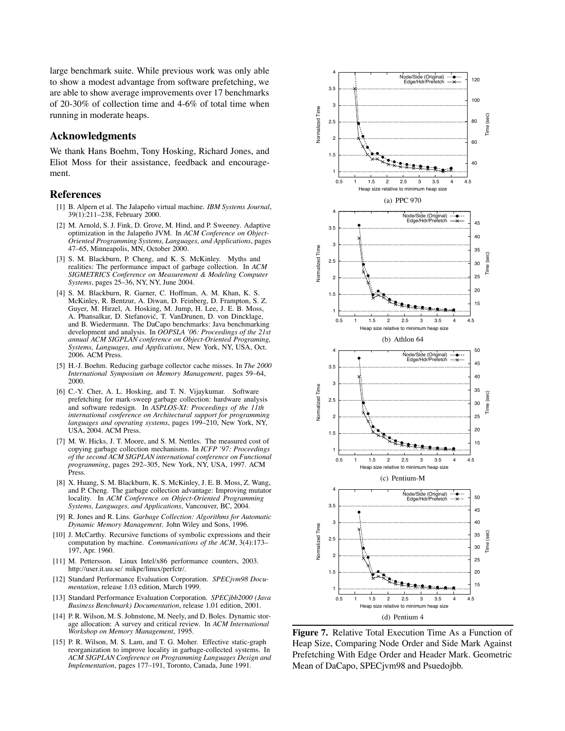large benchmark suite. While previous work was only able to show a modest advantage from software prefetching, we are able to show average improvements over 17 benchmarks of 20-30% of collection time and 4-6% of total time when running in moderate heaps.

## Acknowledgments

We thank Hans Boehm, Tony Hosking, Richard Jones, and Eliot Moss for their assistance, feedback and encouragement.

## References

[1] B. Alpern et al. The Jalapeño virtual machine. *IBM Systems Journal*, 39(1):211–238, February 2000.

[2] M. Arnold, S. J. Fink, D. Grove, M. Hind, and P. Sweeney. Adaptive optimization in the Jalapeño JVM. In *ACM Conference on Object-Oriented Programming Systems, Languages, and Applications*, pages 47–65, Minneapolis, MN, October 2000.

[3] S. M. Blackburn, P. Cheng, and K. S. McKinley. Myths and realities: The performance impact of garbage collection. In *ACM SIGMETRICS Conference on Measurement & Modeling Computer Systems*, pages 25–36, NY, NY, June 2004.

[4] S. M. Blackburn, R. Garner, C. Hoffman, A. M. Khan, K. S. McKinley, R. Bentzur, A. Diwan, D. Feinberg, D. Frampton, S. Z. Guyer, M. Hirzel, A. Hosking, M. Jump, H. Lee, J. E. B. Moss, A. Phansalkar, D. Stefanović, T. VanDrunen, D. von Dincklage, and B. Wiedermann. The DaCapo benchmarks: Java benchmarking development and analysis. In *OOPSLA '06: Proceedings of the 21st annual ACM SIGPLAN conference on Object-Oriented Programing, Systems, Languages, and Applications*, New York, NY, USA, Oct. 2006. ACM Press.

[5] H.-J. Boehm. Reducing garbage collector cache misses. In *The 2000 International Symposium on Memory Management*, pages 59–64, 2000.

[6] C.-Y. Cher, A. L. Hosking, and T. N. Vijaykumar. Software prefetching for mark-sweep garbage collection: hardware analysis and software redesign. In *ASPLOS-XI: Proceedings of the 11th international conference on Architectural support for programming languages and operating systems*, pages 199–210, New York, NY, USA, 2004. ACM Press.

[7] M. W. Hicks, J. T. Moore, and S. M. Nettles. The measured cost of copying garbage collection mechanisms. In *ICFP '97: Proceedings of the second ACM SIGPLAN international conference on Functional programming*, pages 292–305, New York, NY, USA, 1997. ACM Press.

[8] X. Huang, S. M. Blackburn, K. S. McKinley, J. E. B. Moss, Z. Wang, and P. Cheng. The garbage collection advantage: Improving mutator locality. In *ACM Conference on Object-Oriented Programming Systems, Languages, and Applications*, Vancouver, BC, 2004.

[9] R. Jones and R. Lins. *Garbage Collection: Algorithms for Automatic Dynamic Memory Management*. John Wiley and Sons, 1996.

[10] J. McCarthy. Recursive functions of symbolic expressions and their computation by machine. *Communications of the ACM*, 3(4):173–197, Apr. 1960.

[11] M. Pettersson. Linux Intel/x86 performance counters, 2003. http://user.it.uu.se/ mikpe/linux/perfctr/.

[12] Standard Performance Evaluation Corporation. *SPECjvm98 Documentation*, release 1.03 edition, March 1999.

[13] Standard Performance Evaluation Corporation. *SPECjbb2000 (Java Business Benchmark) Documentation*, release 1.01 edition, 2001.

[14] P. R. Wilson, M. S. Johnstone, M. Neely, and D. Boles. Dynamic storage allocation: A survey and critical review. In *ACM International Workshop on Memory Management*, 1995.

[15] P. R. Wilson, M. S. Lam, and T. G. Moher. Effective static-graph reorganization to improve locality in garbage-collected systems. In *ACM SIGPLAN Conference on Programming Languages Design and Implementation*, pages 177–191, Toronto, Canada, June 1991.

Node/Side (Original)
Edge/Hdr/Prefetch
Normalized Time
Time (sec)
Heap size relative to minimum heap size

(a) PPC 970

(b) Athlon 64

(c) Pentium-M

(d) Pentium 4

**Figure 7.** Relative Total Execution Time As a Function of Heap Size, Comparing Node Order and Side Mark Against Prefetching With Edge Order and Header Mark. Geometric Mean of DaCapo, SPECjvm98 and Psuedojbb.